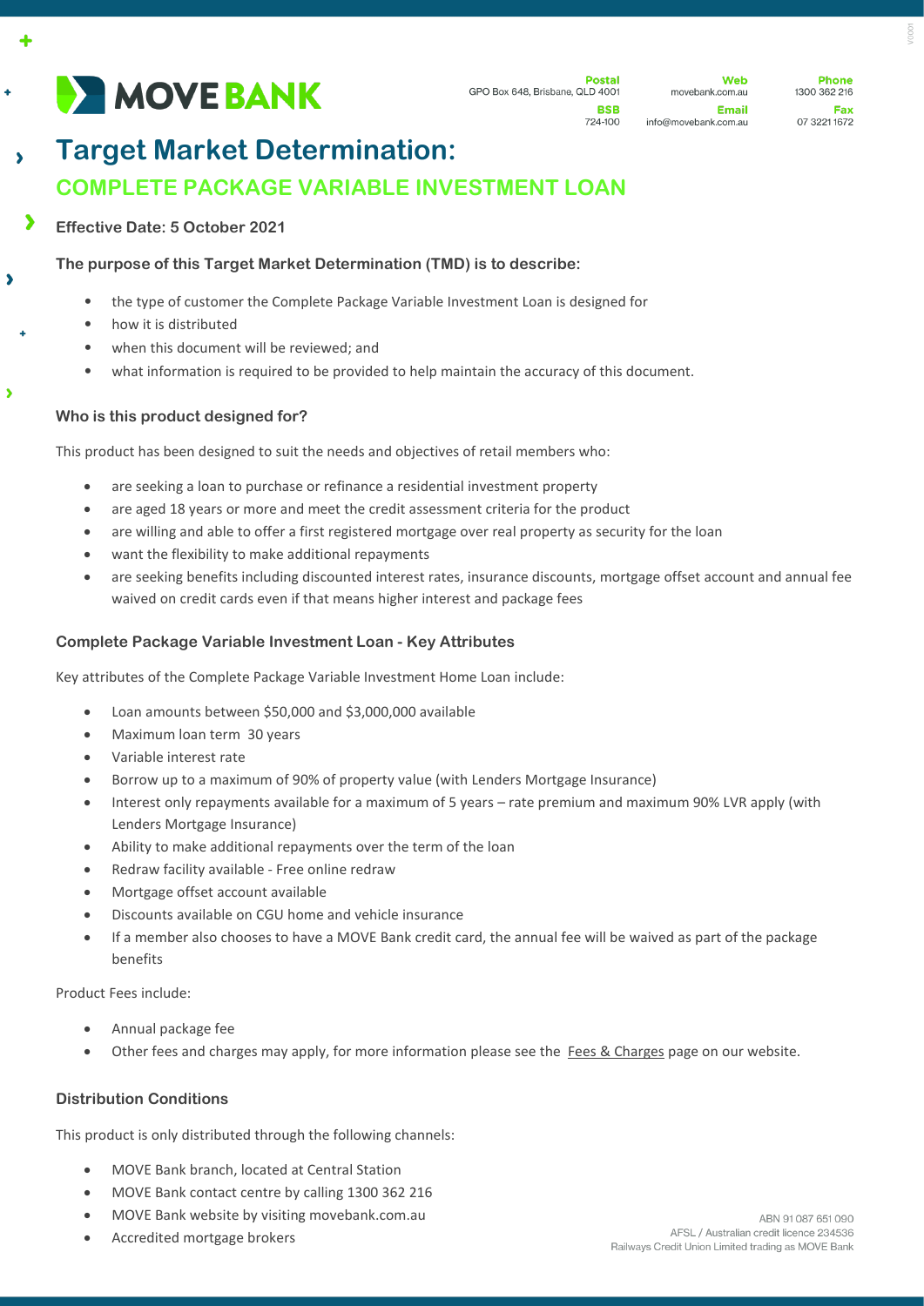MOVE BANK

**Postal** GPO Box 648, Brisbane, QLD 4001
**BSB** 724-100
**Web** movebank.com.au
**Email** info@movebank.com.au
**Phone** 1300 362 216
**Fax** 07 3221 1672

# Target Market Determination:

## COMPLETE PACKAGE VARIABLE INVESTMENT LOAN

**Effective Date: 5 October 2021**

### The purpose of this Target Market Determination (TMD) is to describe:

- the type of customer the Complete Package Variable Investment Loan is designed for
- how it is distributed
- when this document will be reviewed; and
- what information is required to be provided to help maintain the accuracy of this document.

### Who is this product designed for?

This product has been designed to suit the needs and objectives of retail members who:

- are seeking a loan to purchase or refinance a residential investment property
- are aged 18 years or more and meet the credit assessment criteria for the product
- are willing and able to offer a first registered mortgage over real property as security for the loan
- want the flexibility to make additional repayments
- are seeking benefits including discounted interest rates, insurance discounts, mortgage offset account and annual fee waived on credit cards even if that means higher interest and package fees

### Complete Package Variable Investment Loan - Key Attributes

Key attributes of the Complete Package Variable Investment Home Loan include:

- Loan amounts between $50,000 and $3,000,000 available
- Maximum loan term 30 years
- Variable interest rate
- Borrow up to a maximum of 90% of property value (with Lenders Mortgage Insurance)
- Interest only repayments available for a maximum of 5 years – rate premium and maximum 90% LVR apply (with Lenders Mortgage Insurance)
- Ability to make additional repayments over the term of the loan
- Redraw facility available - Free online redraw
- Mortgage offset account available
- Discounts available on CGU home and vehicle insurance
- If a member also chooses to have a MOVE Bank credit card, the annual fee will be waived as part of the package benefits

Product Fees include:

- Annual package fee
- Other fees and charges may apply, for more information please see the Fees & Charges page on our website.

### Distribution Conditions

This product is only distributed through the following channels:

- MOVE Bank branch, located at Central Station
- MOVE Bank contact centre by calling 1300 362 216
- MOVE Bank website by visiting movebank.com.au
- Accredited mortgage brokers

ABN 91 087 651 090
AFSL / Australian credit licence 234536
Railways Credit Union Limited trading as MOVE Bank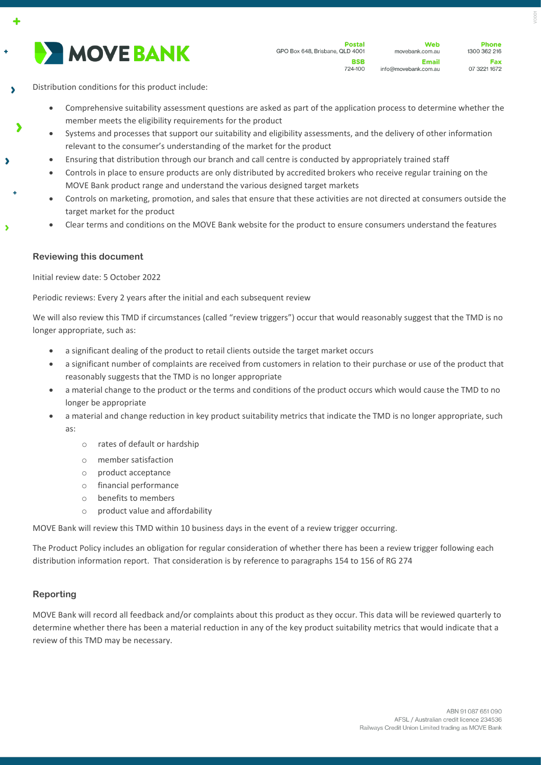Distribution conditions for this product include:

- Comprehensive suitability assessment questions are asked as part of the application process to determine whether the member meets the eligibility requirements for the product
- Systems and processes that support our suitability and eligibility assessments, and the delivery of other information relevant to the consumer's understanding of the market for the product
- Ensuring that distribution through our branch and call centre is conducted by appropriately trained staff
- Controls in place to ensure products are only distributed by accredited brokers who receive regular training on the MOVE Bank product range and understand the various designed target markets
- Controls on marketing, promotion, and sales that ensure that these activities are not directed at consumers outside the target market for the product
- Clear terms and conditions on the MOVE Bank website for the product to ensure consumers understand the features

### Reviewing this document

Initial review date: 5 October 2022

Periodic reviews: Every 2 years after the initial and each subsequent review

We will also review this TMD if circumstances (called "review triggers") occur that would reasonably suggest that the TMD is no longer appropriate, such as:

- a significant dealing of the product to retail clients outside the target market occurs
- a significant number of complaints are received from customers in relation to their purchase or use of the product that reasonably suggests that the TMD is no longer appropriate
- a material change to the product or the terms and conditions of the product occurs which would cause the TMD to no longer be appropriate
- a material and change reduction in key product suitability metrics that indicate the TMD is no longer appropriate, such as:
  - rates of default or hardship
  - member satisfaction
  - product acceptance
  - financial performance
  - benefits to members
  - product value and affordability

MOVE Bank will review this TMD within 10 business days in the event of a review trigger occurring.

The Product Policy includes an obligation for regular consideration of whether there has been a review trigger following each distribution information report. That consideration is by reference to paragraphs 154 to 156 of RG 274

### Reporting

MOVE Bank will record all feedback and/or complaints about this product as they occur. This data will be reviewed quarterly to determine whether there has been a material reduction in any of the key product suitability metrics that would indicate that a review of this TMD may be necessary.